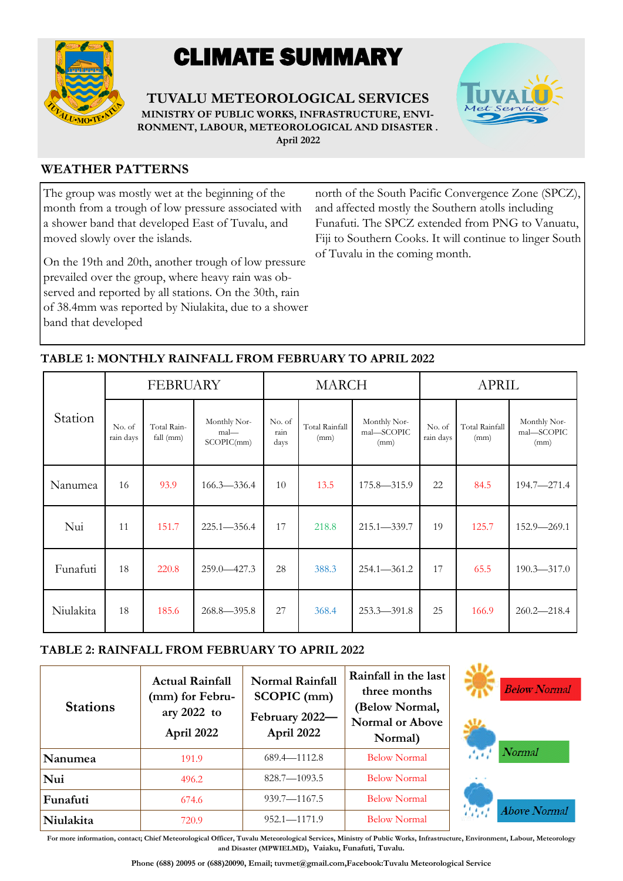# CLIMATE SUMMARY

**TUVALU METEOROLOGICAL SERVICES**

**MINISTRY OF PUBLIC WORKS, INFRASTRUCTURE, ENVIRONMENT, LABOUR, METEOROLOGICAL AND DISASTER .**

**April 2022**

## WEATHER PATTERNS

The group was mostly wet at the beginning of the month from a trough of low pressure associated with a shower band that developed East of Tuvalu, and moved slowly over the islands.

On the 19th and 20th, another trough of low pressure prevailed over the group, where heavy rain was observed and reported by all stations. On the 30th, rain of 38.4mm was reported by Niulakita, due to a shower band that developed north of the South Pacific Convergence Zone (SPCZ), and affected mostly the Southern atolls including Funafuti. The SPCZ extended from PNG to Vanuatu, Fiji to Southern Cooks. It will continue to linger South of Tuvalu in the coming month.

## TABLE 1: MONTHLY RAINFALL FROM FEBRUARY TO APRIL 2022

| Station | FEBRUARY | | | MARCH | | | APRIL | | |
|---|---|---|---|---|---|---|---|---|---|
| | No. of rain days | Total Rainfall (mm) | Monthly Normal—SCOPIC(mm) | No. of rain days | Total Rainfall (mm) | Monthly Normal—SCOPIC (mm) | No. of rain days | Total Rainfall (mm) | Monthly Normal—SCOPIC (mm) |
| Nanumea | 16 | 93.9 | 166.3—336.4 | 10 | 13.5 | 175.8—315.9 | 22 | 84.5 | 194.7—271.4 |
| Nui | 11 | 151.7 | 225.1—356.4 | 17 | 218.8 | 215.1—339.7 | 19 | 125.7 | 152.9—269.1 |
| Funafuti | 18 | 220.8 | 259.0—427.3 | 28 | 388.3 | 254.1—361.2 | 17 | 65.5 | 190.3—317.0 |
| Niulakita | 18 | 185.6 | 268.8—395.8 | 27 | 368.4 | 253.3—391.8 | 25 | 166.9 | 260.2—218.4 |

## TABLE 2: RAINFALL FROM FEBRUARY TO APRIL 2022

| Stations | Actual Rainfall (mm) for February 2022 to April 2022 | Normal Rainfall SCOPIC (mm) February 2022—April 2022 | Rainfall in the last three months (Below Normal, Normal or Above Normal) |
|---|---|---|---|
| **Nanumea** | 191.9 | 689.4—1112.8 | Below Normal |
| **Nui** | 496.2 | 828.7—1093.5 | Below Normal |
| **Funafuti** | 674.6 | 939.7—1167.5 | Below Normal |
| **Niulakita** | 720.9 | 952.1—1171.9 | Below Normal |

*Below Normal*

*Normal*

*Above Normal*

**For more information, contact; Chief Meteorological Officer, Tuvalu Meteorological Services, Ministry of Public Works, Infrastructure, Environment, Labour, Meteorology and Disaster (MPWIELMD), Vaiaku, Funafuti, Tuvalu.**

**Phone (688) 20095 or (688)20090, Email; tuvmet@gmail.com,Facebook:Tuvalu Meteorological Service**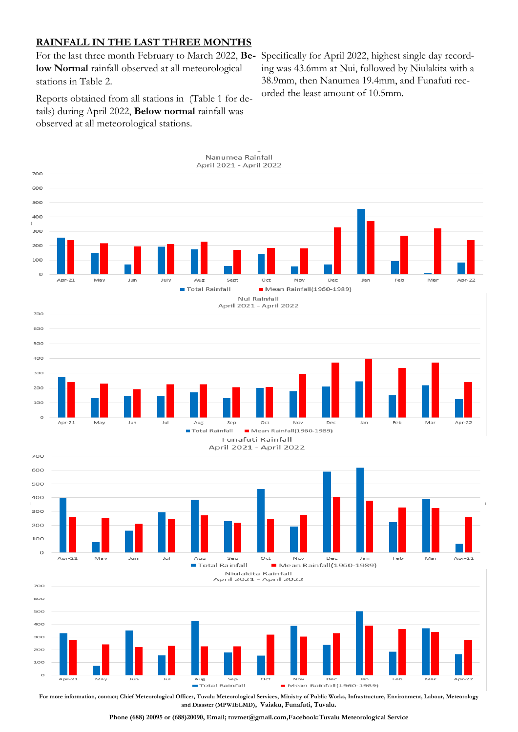## RAINFALL IN THE LAST THREE MONTHS

For the last three month February to March 2022, **Below Normal** rainfall observed at all meteorological stations in Table 2.

Reports obtained from all stations in (Table 1 for details) during April 2022, **Below normal** rainfall was observed at all meteorological stations.

Specifically for April 2022, highest single day recording was 43.6mm at Nui, followed by Niulakita with a 38.9mm, then Nanumea 19.4mm, and Funafuti recorded the least amount of 10.5mm.

Nanumea Rainfall
April 2021 - April 2022

0 100 200 300 400 500 600 700

Apr-21 May Jun July Aug Sept Oct Nov Dec Jan Feb Mar Apr-22

Total Rainfall   Mean Rainfall(1960-1989)

Nui Rainfall
April 2021 - April 2022

0 100 200 300 400 500 600 700

Apr-21 May Jun Jul Aug Sep Oct Nov Dec Jan Feb Mar Apr-22

Total Rainfall   Mean Rainfall(1960-1989)

Funafuti Rainfall
April 2021 - April 2022

0 100 200 300 400 500 600 700

Apr-21 May Jun Jul Aug Sep Oct Nov Dec Jan Feb Mar Apr-22

Total Rainfall   Mean Rainfall(1960-1989)

Niulakita Rainfall
April 2021 - April 2022

0 100 200 300 400 500 600 700

Apr-21 May Jun Jul Aug Sep Oct Nov Dec Jan Feb Mar Apr-22

Total Rainfall   Mean Rainfall(1960-1989)

**For more information, contact; Chief Meteorological Officer, Tuvalu Meteorological Services, Ministry of Public Works, Infrastructure, Environment, Labour, Meteorology and Disaster (MPWIELMD), Vaiaku, Funafuti, Tuvalu.**

**Phone (688) 20095 or (688)20090, Email; tuvmet@gmail.com,Facebook:Tuvalu Meteorological Service**